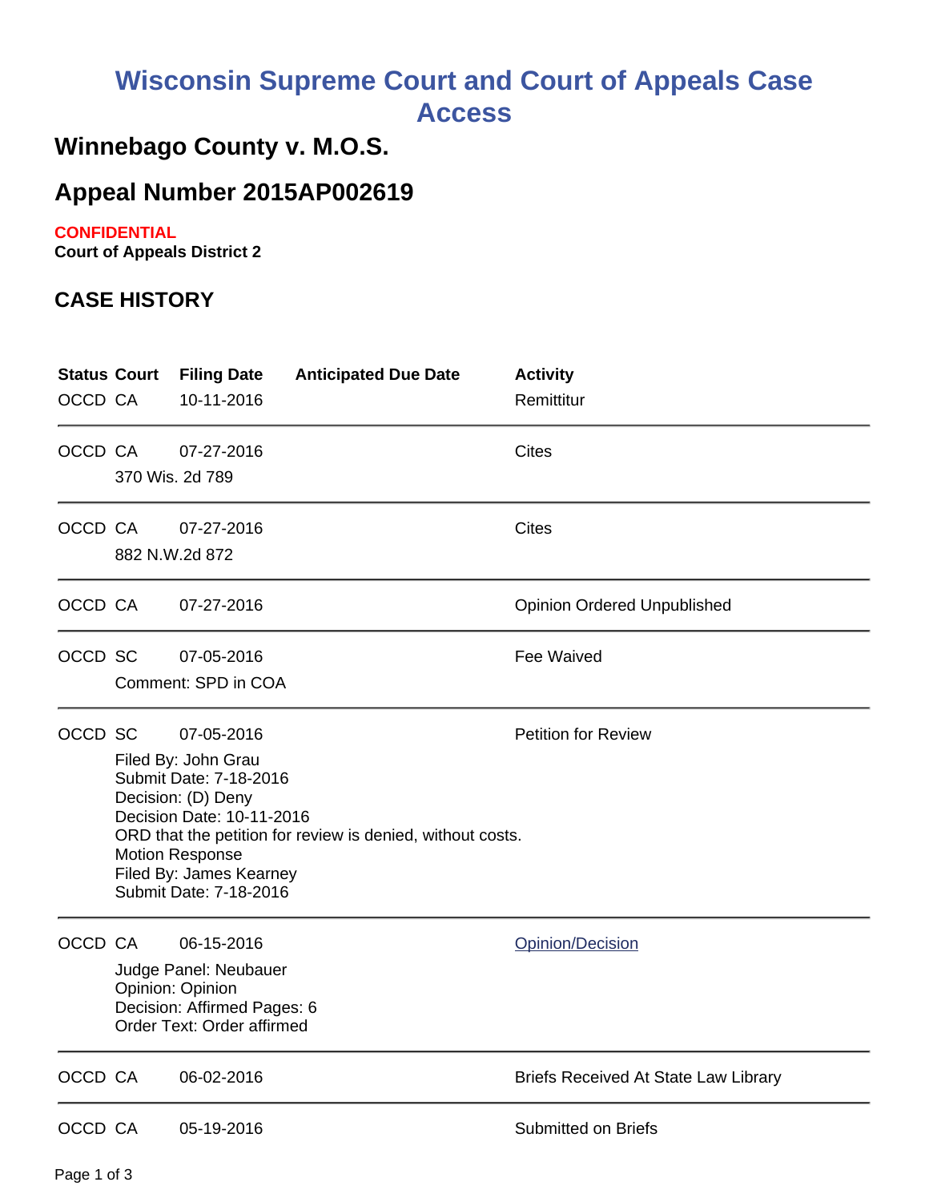# Wisconsin Supreme Court and Court of Appeals Case Access

## Winnebago County v. M.O.S.

## Appeal Number 2015AP002619

**CONFIDENTIAL**
**Court of Appeals District 2**

## CASE HISTORY

| Status | Court | Filing Date | Anticipated Due Date | Activity |
|---|---|---|---|---|
| OCCD | CA | 10-11-2016 | | Remittitur |
| OCCD | CA<br>370 Wis. 2d 789 | 07-27-2016 | | Cites |
| OCCD | CA<br>882 N.W.2d 872 | 07-27-2016 | | Cites |
| OCCD | CA | 07-27-2016 | | Opinion Ordered Unpublished |
| OCCD | SC<br>Comment: SPD in COA | 07-05-2016 | | Fee Waived |
| OCCD | SC<br>Filed By: John Grau<br>Submit Date: 7-18-2016<br>Decision: (D) Deny<br>Decision Date: 10-11-2016<br>ORD that the petition for review is denied, without costs.<br>Motion Response<br>Filed By: James Kearney<br>Submit Date: 7-18-2016 | 07-05-2016 | | Petition for Review |
| OCCD | CA<br>Judge Panel: Neubauer<br>Opinion: Opinion<br>Decision: Affirmed Pages: 6<br>Order Text: Order affirmed | 06-15-2016 | | Opinion/Decision |
| OCCD | CA | 06-02-2016 | | Briefs Received At State Law Library |
| OCCD | CA | 05-19-2016 | | Submitted on Briefs |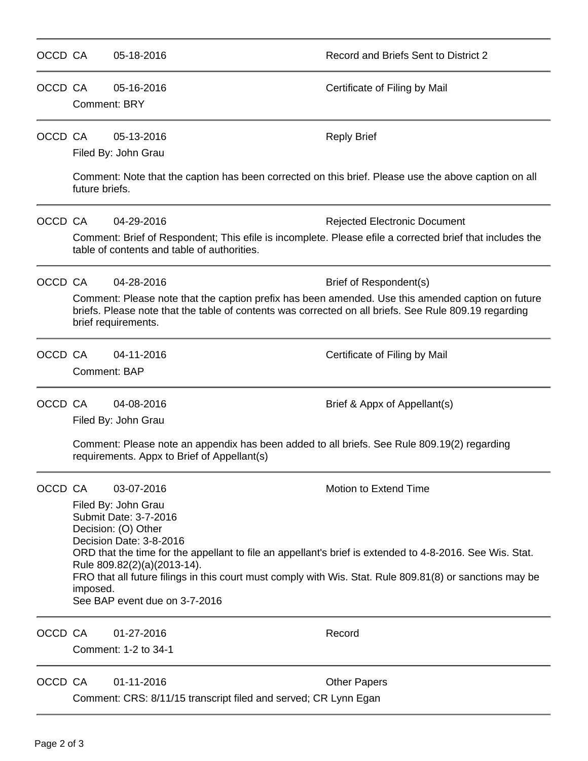OCCD CA 05-18-2016 Record and Briefs Sent to District 2

---

OCCD CA 05-16-2016 Certificate of Filing by Mail

Comment: BRY

---

OCCD CA 05-13-2016 Reply Brief

Filed By: John Grau

Comment: Note that the caption has been corrected on this brief. Please use the above caption on all future briefs.

---

OCCD CA 04-29-2016 Rejected Electronic Document

Comment: Brief of Respondent; This efile is incomplete. Please efile a corrected brief that includes the table of contents and table of authorities.

---

OCCD CA 04-28-2016 Brief of Respondent(s)

Comment: Please note that the caption prefix has been amended. Use this amended caption on future briefs. Please note that the table of contents was corrected on all briefs. See Rule 809.19 regarding brief requirements.

---

OCCD CA 04-11-2016 Certificate of Filing by Mail

Comment: BAP

---

OCCD CA 04-08-2016 Brief & Appx of Appellant(s)

Filed By: John Grau

Comment: Please note an appendix has been added to all briefs. See Rule 809.19(2) regarding requirements. Appx to Brief of Appellant(s)

---

OCCD CA 03-07-2016 Motion to Extend Time

Filed By: John Grau
Submit Date: 3-7-2016
Decision: (O) Other
Decision Date: 3-8-2016
ORD that the time for the appellant to file an appellant's brief is extended to 4-8-2016. See Wis. Stat. Rule 809.82(2)(a)(2013-14).
FRO that all future filings in this court must comply with Wis. Stat. Rule 809.81(8) or sanctions may be imposed.
See BAP event due on 3-7-2016

---

OCCD CA 01-27-2016 Record

Comment: 1-2 to 34-1

---

OCCD CA 01-11-2016 Other Papers

Comment: CRS: 8/11/15 transcript filed and served; CR Lynn Egan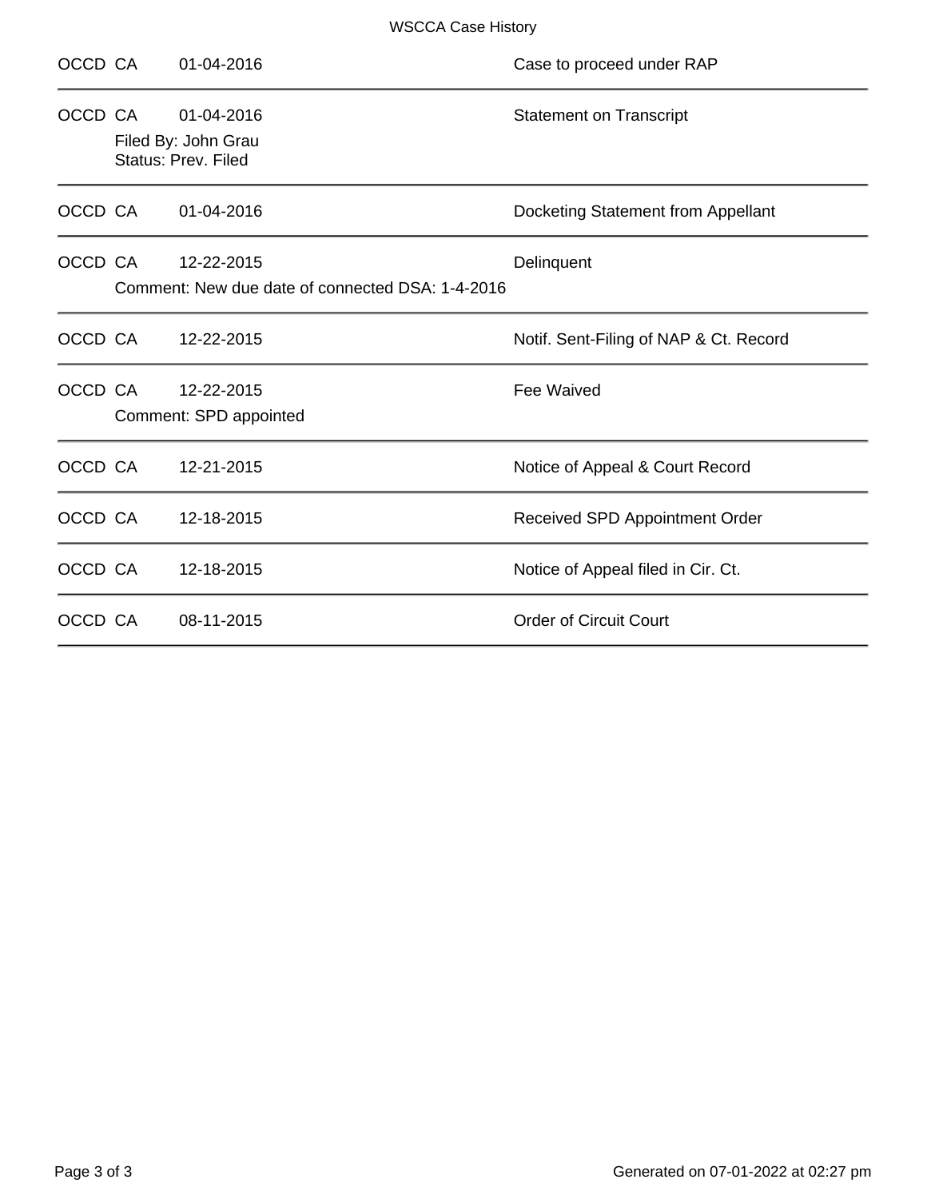| | | | |
|---|---|---|---|
| OCCD | CA | 01-04-2016 | Case to proceed under RAP |
| OCCD | CA | 01-04-2016<br>Filed By: John Grau<br>Status: Prev. Filed | Statement on Transcript |
| OCCD | CA | 01-04-2016 | Docketing Statement from Appellant |
| OCCD | CA | 12-22-2015<br>Comment: New due date of connected DSA: 1-4-2016 | Delinquent |
| OCCD | CA | 12-22-2015 | Notif. Sent-Filing of NAP & Ct. Record |
| OCCD | CA | 12-22-2015<br>Comment: SPD appointed | Fee Waived |
| OCCD | CA | 12-21-2015 | Notice of Appeal & Court Record |
| OCCD | CA | 12-18-2015 | Received SPD Appointment Order |
| OCCD | CA | 12-18-2015 | Notice of Appeal filed in Cir. Ct. |
| OCCD | CA | 08-11-2015 | Order of Circuit Court |

Generated on 07-01-2022 at 02:27 pm